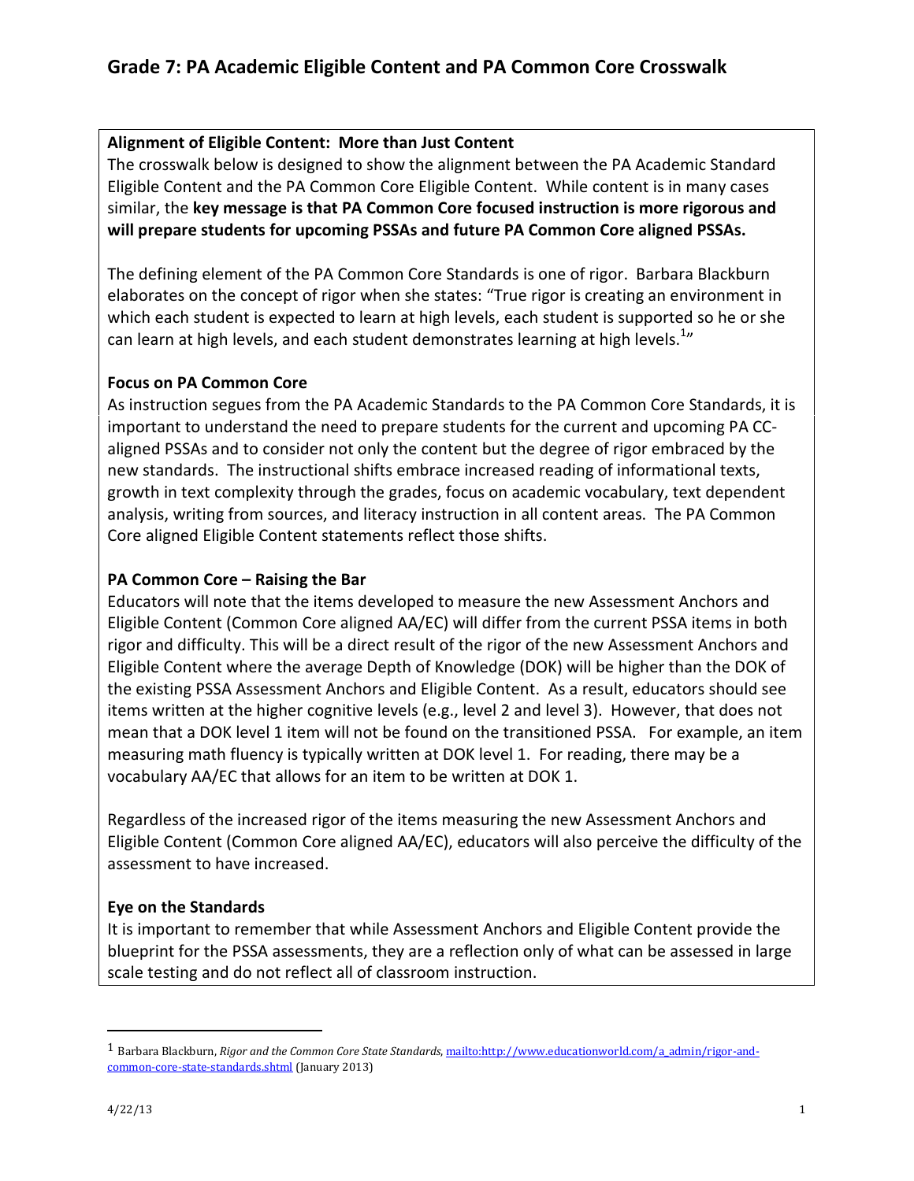# Grade 7: PA Academic Eligible Content and PA Common Core Crosswalk

**Alignment of Eligible Content: More than Just Content**

The crosswalk below is designed to show the alignment between the PA Academic Standard Eligible Content and the PA Common Core Eligible Content. While content is in many cases similar, the **key message is that PA Common Core focused instruction is more rigorous and will prepare students for upcoming PSSAs and future PA Common Core aligned PSSAs.**

The defining element of the PA Common Core Standards is one of rigor. Barbara Blackburn elaborates on the concept of rigor when she states: "True rigor is creating an environment in which each student is expected to learn at high levels, each student is supported so he or she can learn at high levels, and each student demonstrates learning at high levels.[1]"

**Focus on PA Common Core**

As instruction segues from the PA Academic Standards to the PA Common Core Standards, it is important to understand the need to prepare students for the current and upcoming PA CC-aligned PSSAs and to consider not only the content but the degree of rigor embraced by the new standards. The instructional shifts embrace increased reading of informational texts, growth in text complexity through the grades, focus on academic vocabulary, text dependent analysis, writing from sources, and literacy instruction in all content areas. The PA Common Core aligned Eligible Content statements reflect those shifts.

**PA Common Core – Raising the Bar**

Educators will note that the items developed to measure the new Assessment Anchors and Eligible Content (Common Core aligned AA/EC) will differ from the current PSSA items in both rigor and difficulty. This will be a direct result of the rigor of the new Assessment Anchors and Eligible Content where the average Depth of Knowledge (DOK) will be higher than the DOK of the existing PSSA Assessment Anchors and Eligible Content. As a result, educators should see items written at the higher cognitive levels (e.g., level 2 and level 3). However, that does not mean that a DOK level 1 item will not be found on the transitioned PSSA. For example, an item measuring math fluency is typically written at DOK level 1. For reading, there may be a vocabulary AA/EC that allows for an item to be written at DOK 1.

Regardless of the increased rigor of the items measuring the new Assessment Anchors and Eligible Content (Common Core aligned AA/EC), educators will also perceive the difficulty of the assessment to have increased.

**Eye on the Standards**

It is important to remember that while Assessment Anchors and Eligible Content provide the blueprint for the PSSA assessments, they are a reflection only of what can be assessed in large scale testing and do not reflect all of classroom instruction.

---

[1] Barbara Blackburn, *Rigor and the Common Core State Standards*, mailto:http://www.educationworld.com/a_admin/rigor-and-common-core-state-standards.shtml (January 2013)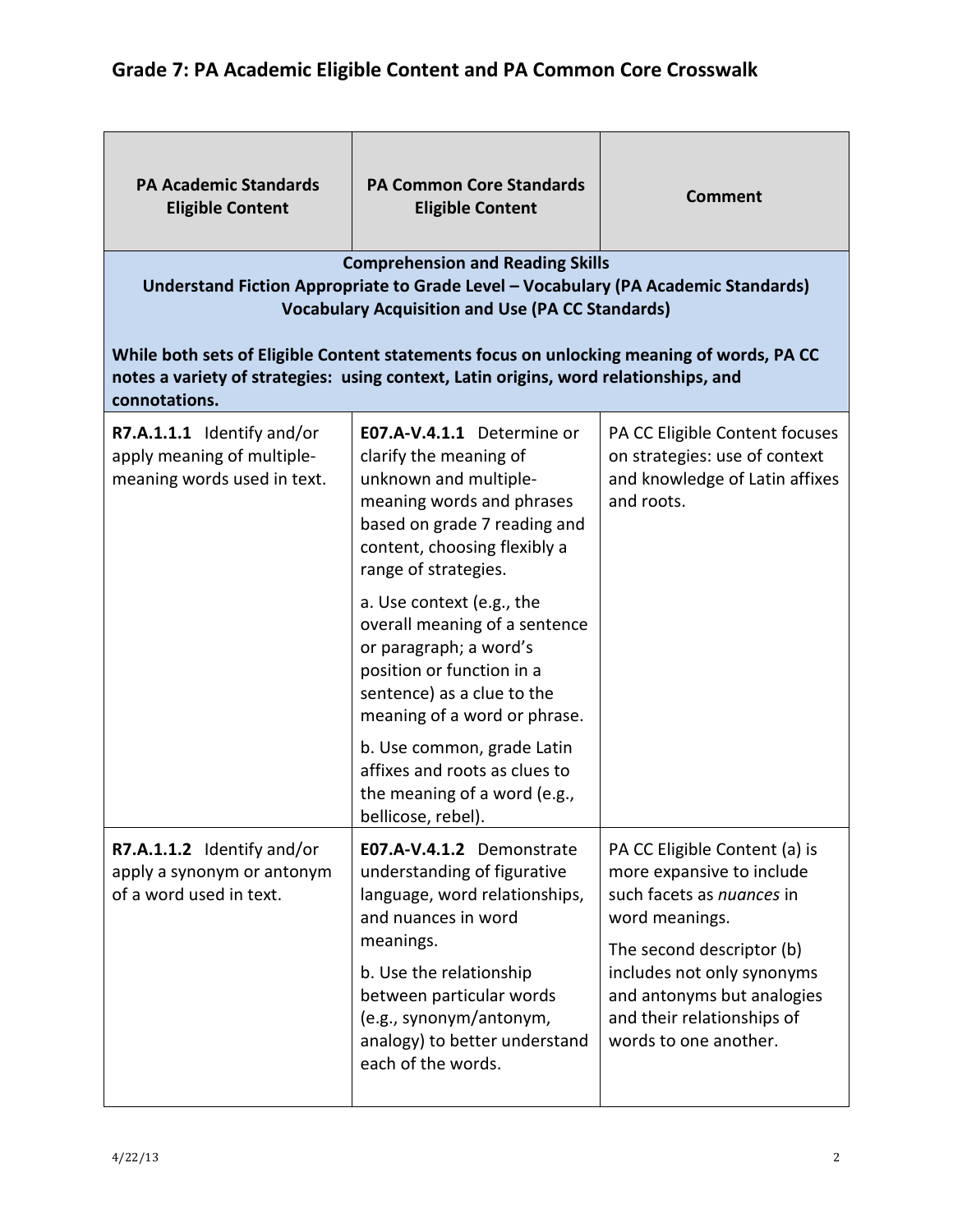## Grade 7: PA Academic Eligible Content and PA Common Core Crosswalk

| PA Academic Standards Eligible Content | PA Common Core Standards Eligible Content | Comment |
|---|---|---|
| **Comprehension and Reading Skills**<br>**Understand Fiction Appropriate to Grade Level – Vocabulary (PA Academic Standards)**<br>**Vocabulary Acquisition and Use (PA CC Standards)**<br><br>**While both sets of Eligible Content statements focus on unlocking meaning of words, PA CC notes a variety of strategies: using context, Latin origins, word relationships, and connotations.** | | |
| **R7.A.1.1.1** Identify and/or apply meaning of multiple-meaning words used in text. | **E07.A-V.4.1.1** Determine or clarify the meaning of unknown and multiple-meaning words and phrases based on grade 7 reading and content, choosing flexibly a range of strategies.<br><br>a. Use context (e.g., the overall meaning of a sentence or paragraph; a word's position or function in a sentence) as a clue to the meaning of a word or phrase.<br><br>b. Use common, grade Latin affixes and roots as clues to the meaning of a word (e.g., bellicose, rebel). | PA CC Eligible Content focuses on strategies: use of context and knowledge of Latin affixes and roots. |
| **R7.A.1.1.2** Identify and/or apply a synonym or antonym of a word used in text. | **E07.A-V.4.1.2** Demonstrate understanding of figurative language, word relationships, and nuances in word meanings.<br><br>b. Use the relationship between particular words (e.g., synonym/antonym, analogy) to better understand each of the words. | PA CC Eligible Content (a) is more expansive to include such facets as *nuances* in word meanings.<br><br>The second descriptor (b) includes not only synonyms and antonyms but analogies and their relationships of words to one another. |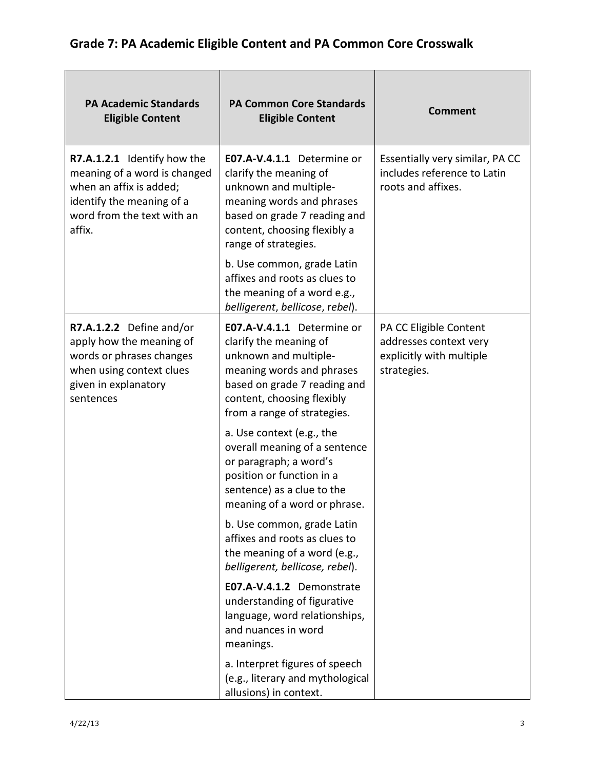## Grade 7: PA Academic Eligible Content and PA Common Core Crosswalk

| PA Academic Standards Eligible Content | PA Common Core Standards Eligible Content | Comment |
|---|---|---|
| **R7.A.1.2.1** Identify how the meaning of a word is changed when an affix is added; identify the meaning of a word from the text with an affix. | **E07.A-V.4.1.1** Determine or clarify the meaning of unknown and multiple-meaning words and phrases based on grade 7 reading and content, choosing flexibly a range of strategies.<br><br>b. Use common, grade Latin affixes and roots as clues to the meaning of a word e.g., *belligerent*, *bellicose*, *rebel*). | Essentially very similar, PA CC includes reference to Latin roots and affixes. |
| **R7.A.1.2.2** Define and/or apply how the meaning of words or phrases changes when using context clues given in explanatory sentences | **E07.A-V.4.1.1** Determine or clarify the meaning of unknown and multiple-meaning words and phrases based on grade 7 reading and content, choosing flexibly from a range of strategies.<br><br>a. Use context (e.g., the overall meaning of a sentence or paragraph; a word's position or function in a sentence) as a clue to the meaning of a word or phrase.<br><br>b. Use common, grade Latin affixes and roots as clues to the meaning of a word (e.g., *belligerent, bellicose, rebel*).<br><br>**E07.A-V.4.1.2** Demonstrate understanding of figurative language, word relationships, and nuances in word meanings.<br><br>a. Interpret figures of speech (e.g., literary and mythological allusions) in context. | PA CC Eligible Content addresses context very explicitly with multiple strategies. |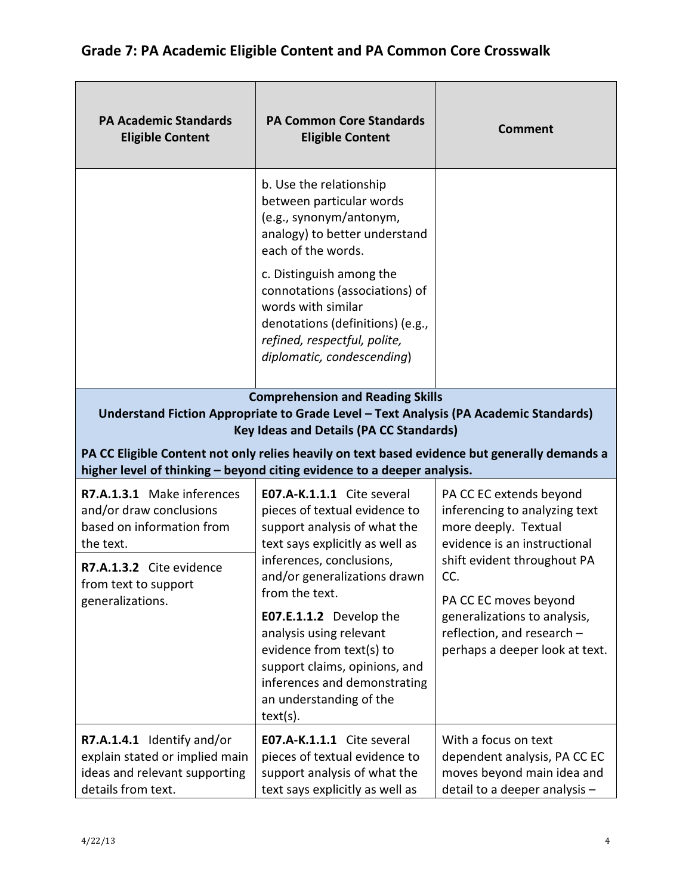## Grade 7: PA Academic Eligible Content and PA Common Core Crosswalk

| PA Academic Standards Eligible Content | PA Common Core Standards Eligible Content | Comment |
|---|---|---|
| | b. Use the relationship between particular words (e.g., synonym/antonym, analogy) to better understand each of the words.<br><br>c. Distinguish among the connotations (associations) of words with similar denotations (definitions) (e.g., *refined, respectful, polite, diplomatic, condescending*) | |
| **Comprehension and Reading Skills**<br>**Understand Fiction Appropriate to Grade Level – Text Analysis (PA Academic Standards)**<br>**Key Ideas and Details (PA CC Standards)**<br><br>**PA CC Eligible Content not only relies heavily on text based evidence but generally demands a higher level of thinking – beyond citing evidence to a deeper analysis.** | | |
| **R7.A.1.3.1** Make inferences and/or draw conclusions based on information from the text.<br><br>**R7.A.1.3.2** Cite evidence from text to support generalizations. | **E07.A-K.1.1.1** Cite several pieces of textual evidence to support analysis of what the text says explicitly as well as inferences, conclusions, and/or generalizations drawn from the text.<br><br>**E07.E.1.1.2** Develop the analysis using relevant evidence from text(s) to support claims, opinions, and inferences and demonstrating an understanding of the text(s). | PA CC EC extends beyond inferencing to analyzing text more deeply. Textual evidence is an instructional shift evident throughout PA CC.<br><br>PA CC EC moves beyond generalizations to analysis, reflection, and research – perhaps a deeper look at text. |
| **R7.A.1.4.1** Identify and/or explain stated or implied main ideas and relevant supporting details from text. | **E07.A-K.1.1.1** Cite several pieces of textual evidence to support analysis of what the text says explicitly as well as | With a focus on text dependent analysis, PA CC EC moves beyond main idea and detail to a deeper analysis – |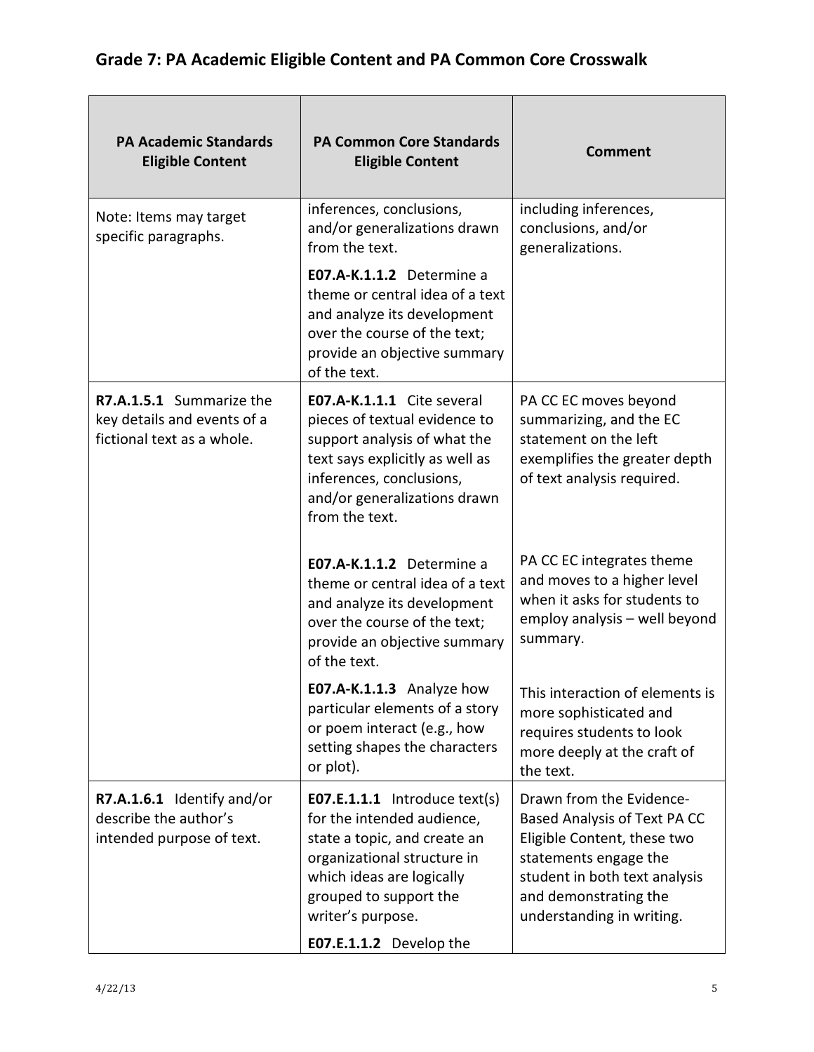## Grade 7: PA Academic Eligible Content and PA Common Core Crosswalk

| PA Academic Standards Eligible Content | PA Common Core Standards Eligible Content | Comment |
|---|---|---|
| Note: Items may target specific paragraphs. | inferences, conclusions, and/or generalizations drawn from the text.<br><br>**E07.A-K.1.1.2** Determine a theme or central idea of a text and analyze its development over the course of the text; provide an objective summary of the text. | including inferences, conclusions, and/or generalizations. |
| **R7.A.1.5.1** Summarize the key details and events of a fictional text as a whole. | **E07.A-K.1.1.1** Cite several pieces of textual evidence to support analysis of what the text says explicitly as well as inferences, conclusions, and/or generalizations drawn from the text. | PA CC EC moves beyond summarizing, and the EC statement on the left exemplifies the greater depth of text analysis required. |
| | **E07.A-K.1.1.2** Determine a theme or central idea of a text and analyze its development over the course of the text; provide an objective summary of the text. | PA CC EC integrates theme and moves to a higher level when it asks for students to employ analysis – well beyond summary. |
| | **E07.A-K.1.1.3** Analyze how particular elements of a story or poem interact (e.g., how setting shapes the characters or plot). | This interaction of elements is more sophisticated and requires students to look more deeply at the craft of the text. |
| **R7.A.1.6.1** Identify and/or describe the author's intended purpose of text. | **E07.E.1.1.1** Introduce text(s) for the intended audience, state a topic, and create an organizational structure in which ideas are logically grouped to support the writer's purpose.<br><br>**E07.E.1.1.2** Develop the | Drawn from the Evidence-Based Analysis of Text PA CC Eligible Content, these two statements engage the student in both text analysis and demonstrating the understanding in writing. |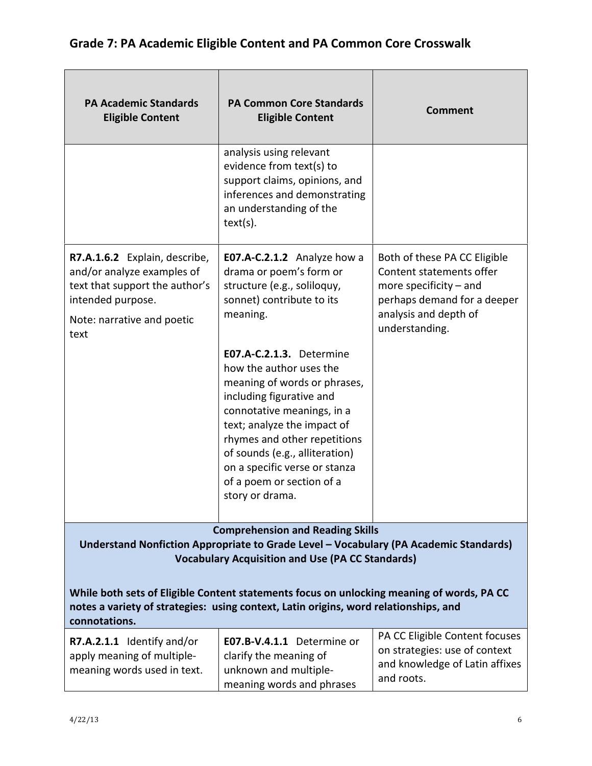## Grade 7: PA Academic Eligible Content and PA Common Core Crosswalk

| PA Academic Standards Eligible Content | PA Common Core Standards Eligible Content | Comment |
| --- | --- | --- |
| | analysis using relevant evidence from text(s) to support claims, opinions, and inferences and demonstrating an understanding of the text(s). | |
| **R7.A.1.6.2** Explain, describe, and/or analyze examples of text that support the author's intended purpose.<br><br>Note: narrative and poetic text | **E07.A-C.2.1.2** Analyze how a drama or poem's form or structure (e.g., soliloquy, sonnet) contribute to its meaning.<br><br>**E07.A-C.2.1.3.** Determine how the author uses the meaning of words or phrases, including figurative and connotative meanings, in a text; analyze the impact of rhymes and other repetitions of sounds (e.g., alliteration) on a specific verse or stanza of a poem or section of a story or drama. | Both of these PA CC Eligible Content statements offer more specificity – and perhaps demand for a deeper analysis and depth of understanding. |
| **Comprehension and Reading Skills**<br>**Understand Nonfiction Appropriate to Grade Level – Vocabulary (PA Academic Standards)**<br>**Vocabulary Acquisition and Use (PA CC Standards)**<br><br>**While both sets of Eligible Content statements focus on unlocking meaning of words, PA CC notes a variety of strategies: using context, Latin origins, word relationships, and connotations.** | | |
| **R7.A.2.1.1** Identify and/or apply meaning of multiple-meaning words used in text. | **E07.B-V.4.1.1** Determine or clarify the meaning of unknown and multiple-meaning words and phrases | PA CC Eligible Content focuses on strategies: use of context and knowledge of Latin affixes and roots. |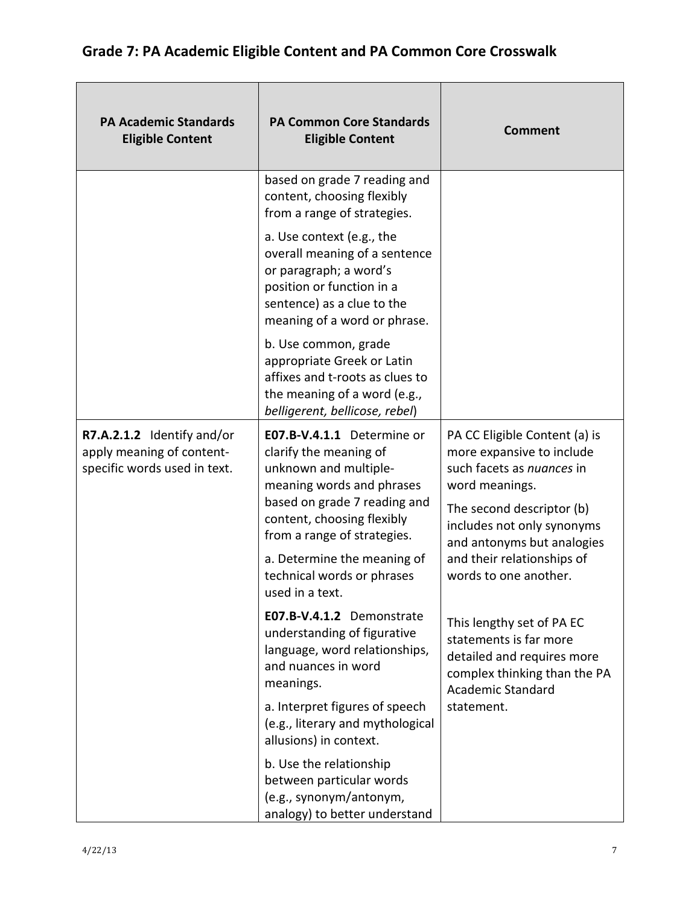## Grade 7: PA Academic Eligible Content and PA Common Core Crosswalk

| PA Academic Standards Eligible Content | PA Common Core Standards Eligible Content | Comment |
|---|---|---|
| | based on grade 7 reading and content, choosing flexibly from a range of strategies.<br><br>a. Use context (e.g., the overall meaning of a sentence or paragraph; a word's position or function in a sentence) as a clue to the meaning of a word or phrase.<br><br>b. Use common, grade appropriate Greek or Latin affixes and t-roots as clues to the meaning of a word (e.g., *belligerent, bellicose, rebel*) | |
| **R7.A.2.1.2** Identify and/or apply meaning of content-specific words used in text. | **E07.B-V.4.1.1** Determine or clarify the meaning of unknown and multiple-meaning words and phrases based on grade 7 reading and content, choosing flexibly from a range of strategies.<br><br>a. Determine the meaning of technical words or phrases used in a text.<br><br>**E07.B-V.4.1.2** Demonstrate understanding of figurative language, word relationships, and nuances in word meanings.<br><br>a. Interpret figures of speech (e.g., literary and mythological allusions) in context.<br><br>b. Use the relationship between particular words (e.g., synonym/antonym, analogy) to better understand | PA CC Eligible Content (a) is more expansive to include such facets as *nuances* in word meanings.<br><br>The second descriptor (b) includes not only synonyms and antonyms but analogies and their relationships of words to one another.<br><br>This lengthy set of PA EC statements is far more detailed and requires more complex thinking than the PA Academic Standard statement. |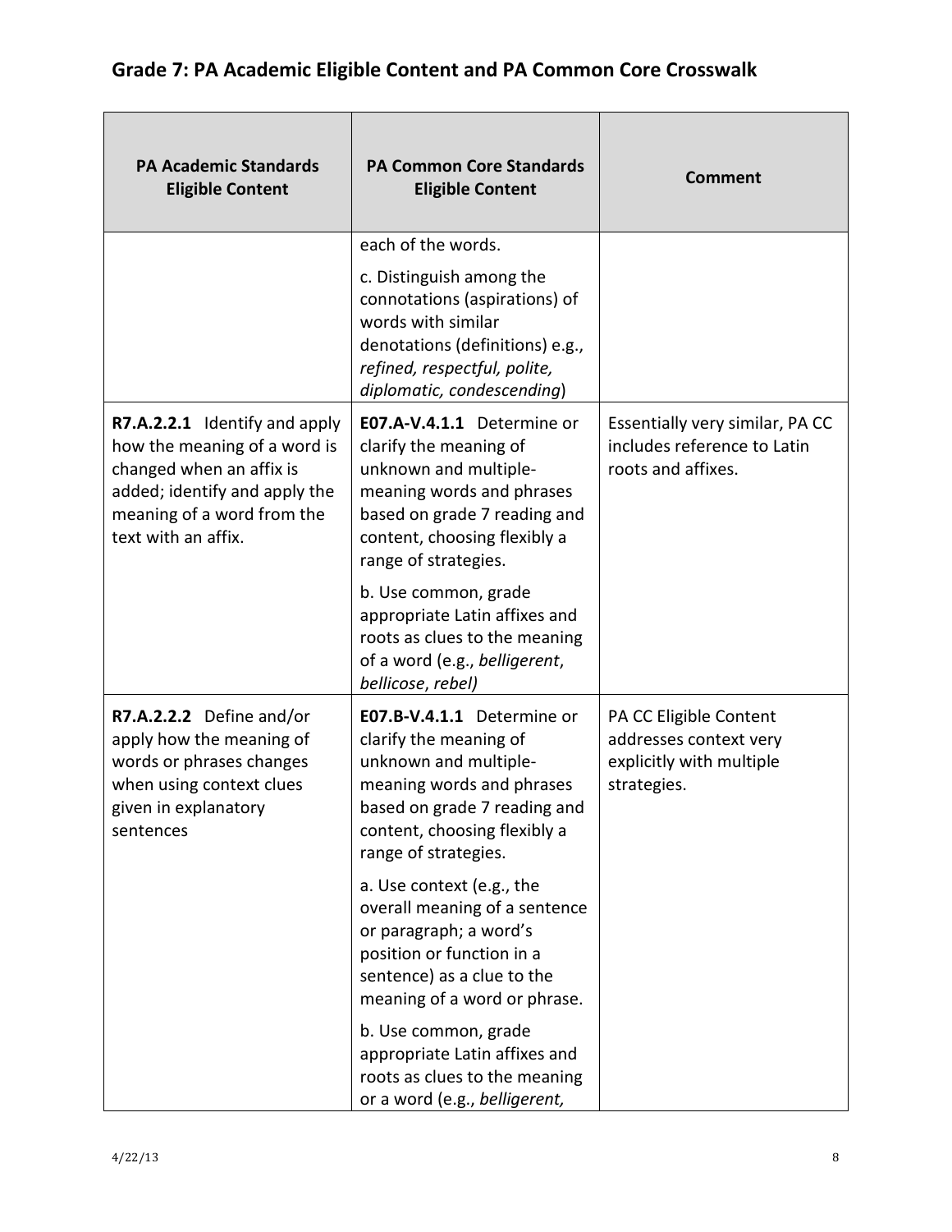## Grade 7: PA Academic Eligible Content and PA Common Core Crosswalk

| PA Academic Standards Eligible Content | PA Common Core Standards Eligible Content | Comment |
|---|---|---|
| | each of the words.<br><br>c. Distinguish among the connotations (aspirations) of words with similar denotations (definitions) e.g., *refined, respectful, polite, diplomatic, condescending*) | |
| **R7.A.2.2.1** Identify and apply how the meaning of a word is changed when an affix is added; identify and apply the meaning of a word from the text with an affix. | **E07.A-V.4.1.1** Determine or clarify the meaning of unknown and multiple-meaning words and phrases based on grade 7 reading and content, choosing flexibly a range of strategies.<br><br>b. Use common, grade appropriate Latin affixes and roots as clues to the meaning of a word (e.g., *belligerent*, *bellicose*, *rebel)* | Essentially very similar, PA CC includes reference to Latin roots and affixes. |
| **R7.A.2.2.2** Define and/or apply how the meaning of words or phrases changes when using context clues given in explanatory sentences | **E07.B-V.4.1.1** Determine or clarify the meaning of unknown and multiple-meaning words and phrases based on grade 7 reading and content, choosing flexibly a range of strategies.<br><br>a. Use context (e.g., the overall meaning of a sentence or paragraph; a word's position or function in a sentence) as a clue to the meaning of a word or phrase.<br><br>b. Use common, grade appropriate Latin affixes and roots as clues to the meaning or a word (e.g., *belligerent,* | PA CC Eligible Content addresses context very explicitly with multiple strategies. |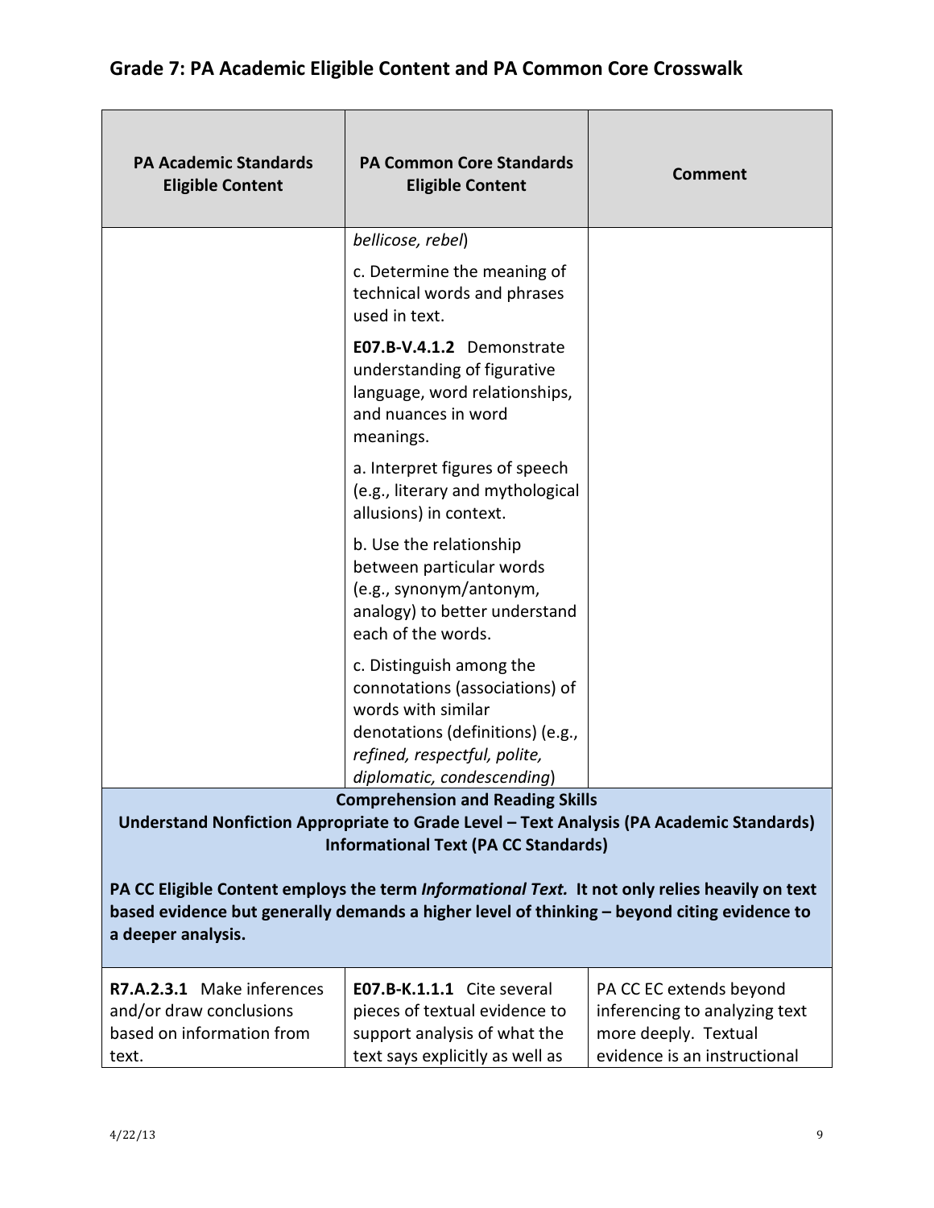## Grade 7: PA Academic Eligible Content and PA Common Core Crosswalk

| PA Academic Standards Eligible Content | PA Common Core Standards Eligible Content | Comment |
|---|---|---|
| | *bellicose, rebel*)<br><br>c. Determine the meaning of technical words and phrases used in text.<br><br>**E07.B-V.4.1.2** Demonstrate understanding of figurative language, word relationships, and nuances in word meanings.<br><br>a. Interpret figures of speech (e.g., literary and mythological allusions) in context.<br><br>b. Use the relationship between particular words (e.g., synonym/antonym, analogy) to better understand each of the words.<br><br>c. Distinguish among the connotations (associations) of words with similar denotations (definitions) (e.g., *refined, respectful, polite, diplomatic, condescending*) | |
| **Comprehension and Reading Skills**<br>**Understand Nonfiction Appropriate to Grade Level – Text Analysis (PA Academic Standards)**<br>**Informational Text (PA CC Standards)**<br><br>**PA CC Eligible Content employs the term *Informational Text.* It not only relies heavily on text based evidence but generally demands a higher level of thinking – beyond citing evidence to a deeper analysis.** | | |
| **R7.A.2.3.1** Make inferences and/or draw conclusions based on information from text. | **E07.B-K.1.1.1** Cite several pieces of textual evidence to support analysis of what the text says explicitly as well as | PA CC EC extends beyond inferencing to analyzing text more deeply. Textual evidence is an instructional |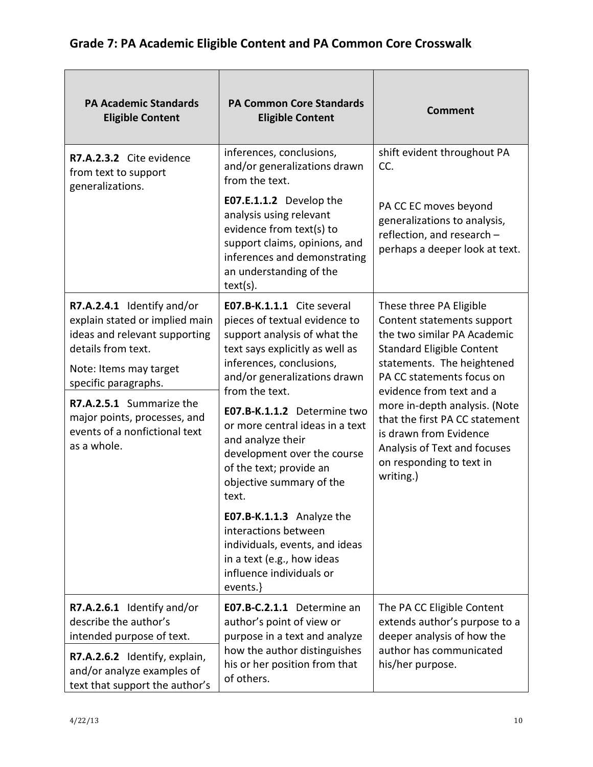## Grade 7: PA Academic Eligible Content and PA Common Core Crosswalk

| PA Academic Standards Eligible Content | PA Common Core Standards Eligible Content | Comment |
|---|---|---|
| **R7.A.2.3.2** Cite evidence from text to support generalizations. | inferences, conclusions, and/or generalizations drawn from the text.<br><br>**E07.E.1.1.2** Develop the analysis using relevant evidence from text(s) to support claims, opinions, and inferences and demonstrating an understanding of the text(s). | shift evident throughout PA CC.<br><br>PA CC EC moves beyond generalizations to analysis, reflection, and research – perhaps a deeper look at text. |
| **R7.A.2.4.1** Identify and/or explain stated or implied main ideas and relevant supporting details from text.<br><br>Note: Items may target specific paragraphs.<br><br>**R7.A.2.5.1** Summarize the major points, processes, and events of a nonfictional text as a whole. | **E07.B-K.1.1.1** Cite several pieces of textual evidence to support analysis of what the text says explicitly as well as inferences, conclusions, and/or generalizations drawn from the text.<br><br>**E07.B-K.1.1.2** Determine two or more central ideas in a text and analyze their development over the course of the text; provide an objective summary of the text.<br><br>**E07.B-K.1.1.3** Analyze the interactions between individuals, events, and ideas in a text (e.g., how ideas influence individuals or events.} | These three PA Eligible Content statements support the two similar PA Academic Standard Eligible Content statements. The heightened PA CC statements focus on evidence from text and a more in-depth analysis. (Note that the first PA CC statement is drawn from Evidence Analysis of Text and focuses on responding to text in writing.) |
| **R7.A.2.6.1** Identify and/or describe the author's intended purpose of text.<br><br>**R7.A.2.6.2** Identify, explain, and/or analyze examples of text that support the author's | **E07.B-C.2.1.1** Determine an author's point of view or purpose in a text and analyze how the author distinguishes his or her position from that of others. | The PA CC Eligible Content extends author's purpose to a deeper analysis of how the author has communicated his/her purpose. |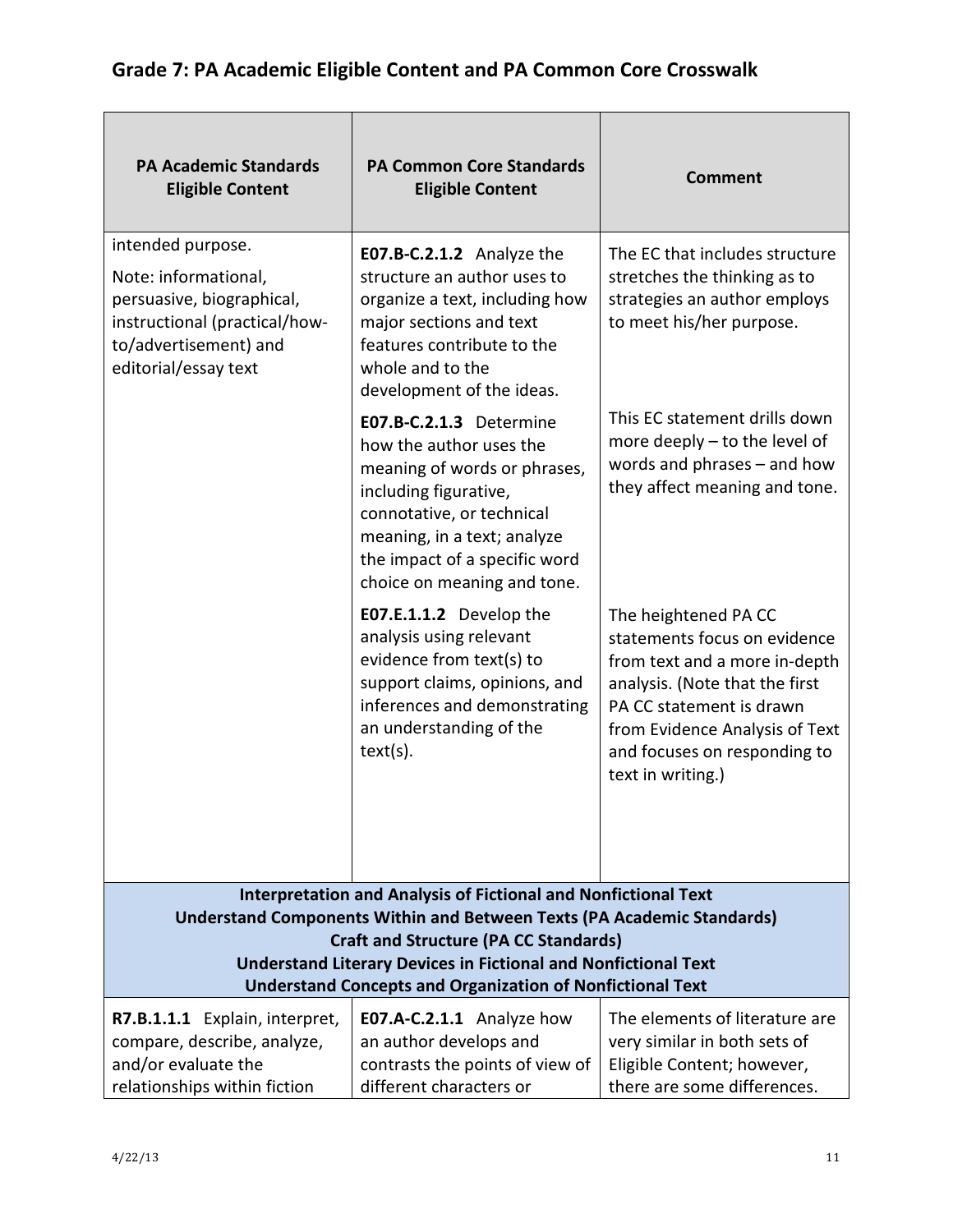## Grade 7: PA Academic Eligible Content and PA Common Core Crosswalk

| PA Academic Standards Eligible Content | PA Common Core Standards Eligible Content | Comment |
|---|---|---|
| intended purpose.<br>Note: informational, persuasive, biographical, instructional (practical/how-to/advertisement) and editorial/essay text | **E07.B-C.2.1.2** Analyze the structure an author uses to organize a text, including how major sections and text features contribute to the whole and to the development of the ideas. | The EC that includes structure stretches the thinking as to strategies an author employs to meet his/her purpose. |
| | **E07.B-C.2.1.3** Determine how the author uses the meaning of words or phrases, including figurative, connotative, or technical meaning, in a text; analyze the impact of a specific word choice on meaning and tone. | This EC statement drills down more deeply – to the level of words and phrases – and how they affect meaning and tone. |
| | **E07.E.1.1.2** Develop the analysis using relevant evidence from text(s) to support claims, opinions, and inferences and demonstrating an understanding of the text(s). | The heightened PA CC statements focus on evidence from text and a more in-depth analysis. (Note that the first PA CC statement is drawn from Evidence Analysis of Text and focuses on responding to text in writing.) |
| **Interpretation and Analysis of Fictional and Nonfictional Text<br>Understand Components Within and Between Texts (PA Academic Standards)<br>Craft and Structure (PA CC Standards)<br>Understand Literary Devices in Fictional and Nonfictional Text<br>Understand Concepts and Organization of Nonfictional Text** | | |
| **R7.B.1.1.1** Explain, interpret, compare, describe, analyze, and/or evaluate the relationships within fiction | **E07.A-C.2.1.1** Analyze how an author develops and contrasts the points of view of different characters or | The elements of literature are very similar in both sets of Eligible Content; however, there are some differences. |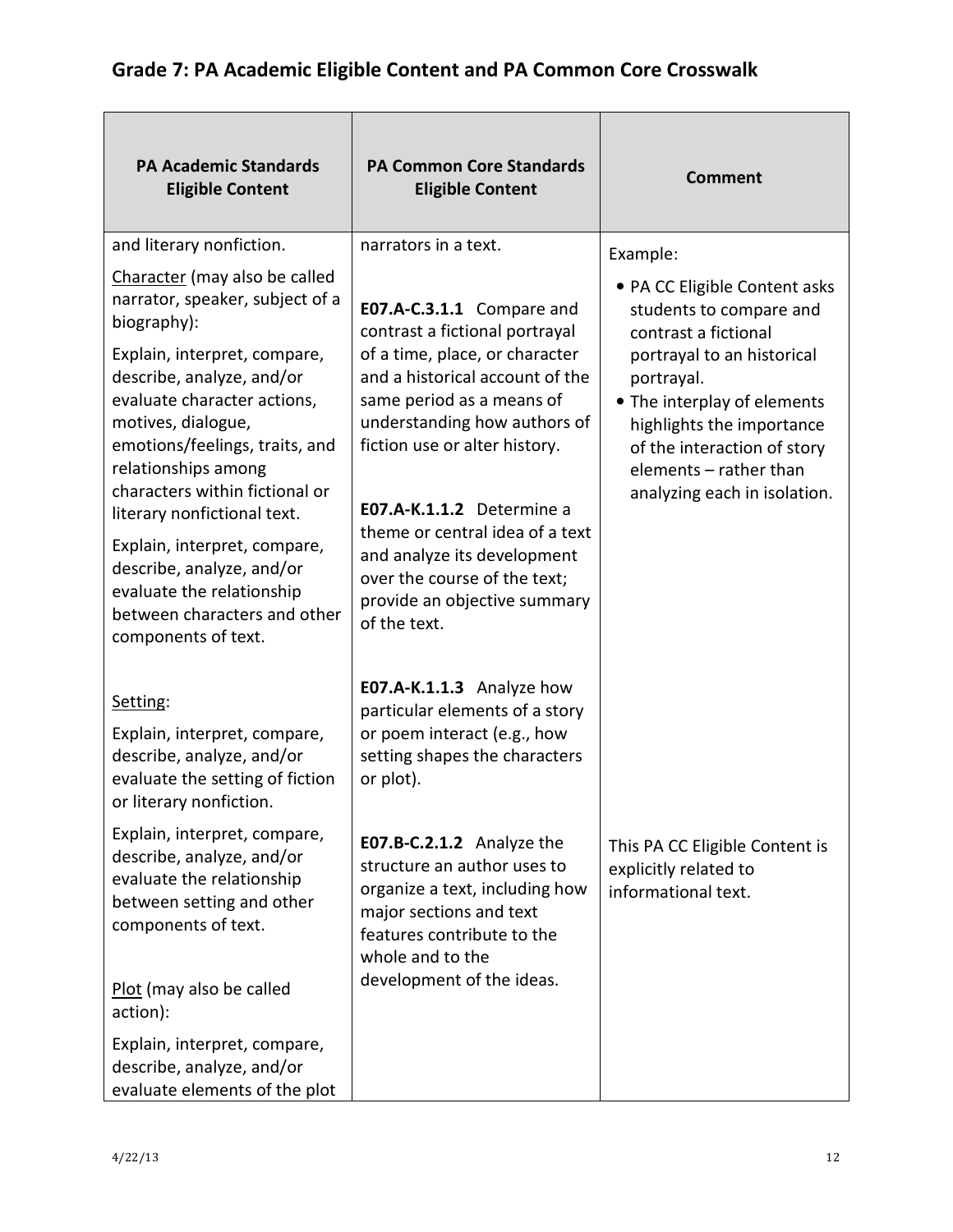## Grade 7: PA Academic Eligible Content and PA Common Core Crosswalk

| PA Academic Standards Eligible Content | PA Common Core Standards Eligible Content | Comment |
|---|---|---|
| and literary nonfiction.<br><br><u>Character</u> (may also be called narrator, speaker, subject of a biography):<br><br>Explain, interpret, compare, describe, analyze, and/or evaluate character actions, motives, dialogue, emotions/feelings, traits, and relationships among characters within fictional or literary nonfictional text.<br><br>Explain, interpret, compare, describe, analyze, and/or evaluate the relationship between characters and other components of text.<br><br><u>Setting</u>:<br><br>Explain, interpret, compare, describe, analyze, and/or evaluate the setting of fiction or literary nonfiction.<br><br>Explain, interpret, compare, describe, analyze, and/or evaluate the relationship between setting and other components of text.<br><br><u>Plot</u> (may also be called action):<br><br>Explain, interpret, compare, describe, analyze, and/or evaluate elements of the plot | narrators in a text.<br><br>**E07.A-C.3.1.1** Compare and contrast a fictional portrayal of a time, place, or character and a historical account of the same period as a means of understanding how authors of fiction use or alter history.<br><br>**E07.A-K.1.1.2** Determine a theme or central idea of a text and analyze its development over the course of the text; provide an objective summary of the text.<br><br>**E07.A-K.1.1.3** Analyze how particular elements of a story or poem interact (e.g., how setting shapes the characters or plot).<br><br>**E07.B-C.2.1.2** Analyze the structure an author uses to organize a text, including how major sections and text features contribute to the whole and to the development of the ideas. | Example:<br><br>• PA CC Eligible Content asks students to compare and contrast a fictional portrayal to an historical portrayal.<br>• The interplay of elements highlights the importance of the interaction of story elements – rather than analyzing each in isolation.<br><br>This PA CC Eligible Content is explicitly related to informational text. |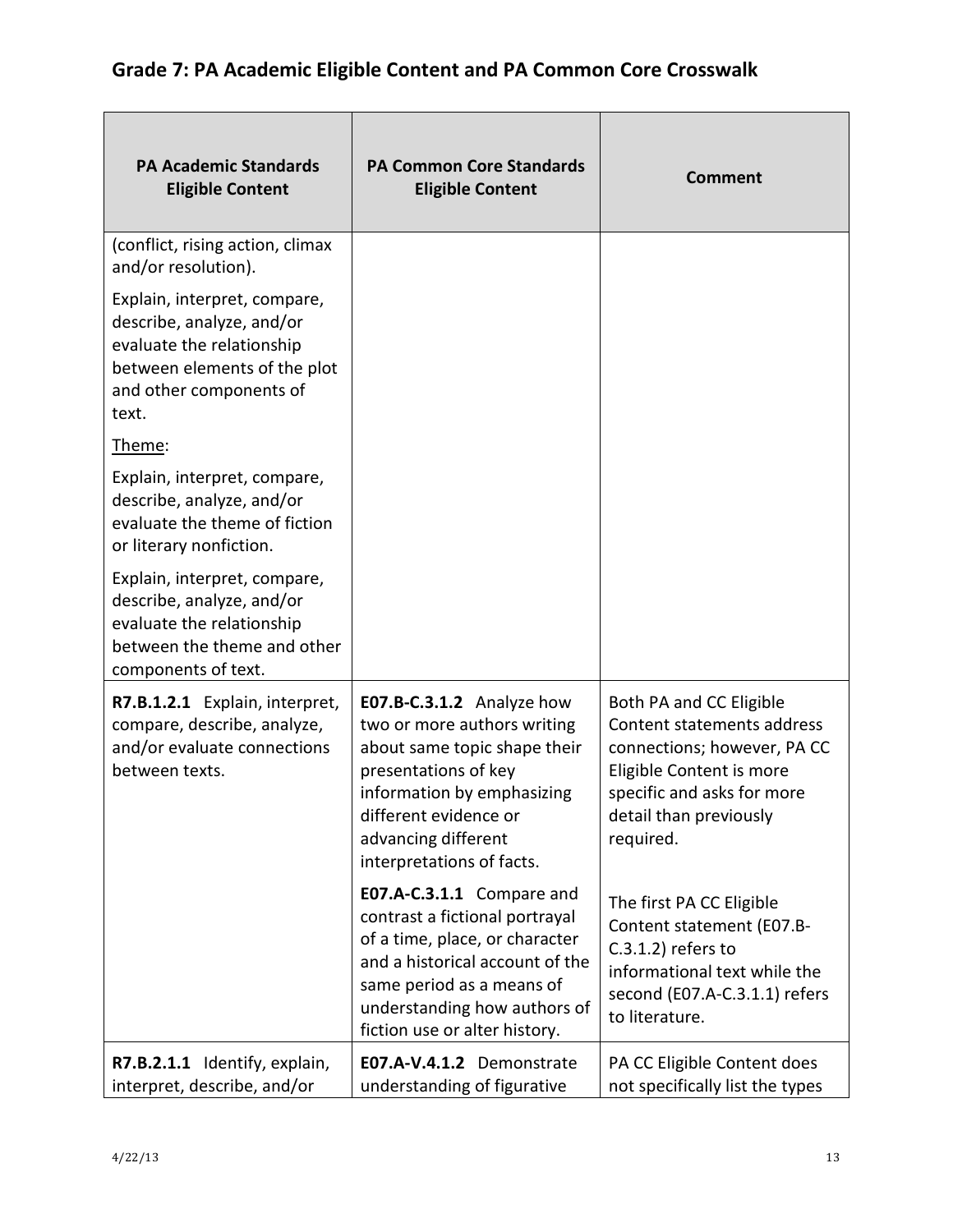## Grade 7: PA Academic Eligible Content and PA Common Core Crosswalk

| PA Academic Standards Eligible Content | PA Common Core Standards Eligible Content | Comment |
|---|---|---|
| (conflict, rising action, climax and/or resolution).<br><br>Explain, interpret, compare, describe, analyze, and/or evaluate the relationship between elements of the plot and other components of text.<br><br>Theme:<br><br>Explain, interpret, compare, describe, analyze, and/or evaluate the theme of fiction or literary nonfiction.<br><br>Explain, interpret, compare, describe, analyze, and/or evaluate the relationship between the theme and other components of text. | | |
| **R7.B.1.2.1** Explain, interpret, compare, describe, analyze, and/or evaluate connections between texts. | **E07.B-C.3.1.2** Analyze how two or more authors writing about same topic shape their presentations of key information by emphasizing different evidence or advancing different interpretations of facts.<br><br>**E07.A-C.3.1.1** Compare and contrast a fictional portrayal of a time, place, or character and a historical account of the same period as a means of understanding how authors of fiction use or alter history. | Both PA and CC Eligible Content statements address connections; however, PA CC Eligible Content is more specific and asks for more detail than previously required.<br><br>The first PA CC Eligible Content statement (E07.B-C.3.1.2) refers to informational text while the second (E07.A-C.3.1.1) refers to literature. |
| **R7.B.2.1.1** Identify, explain, interpret, describe, and/or | **E07.A-V.4.1.2** Demonstrate understanding of figurative | PA CC Eligible Content does not specifically list the types |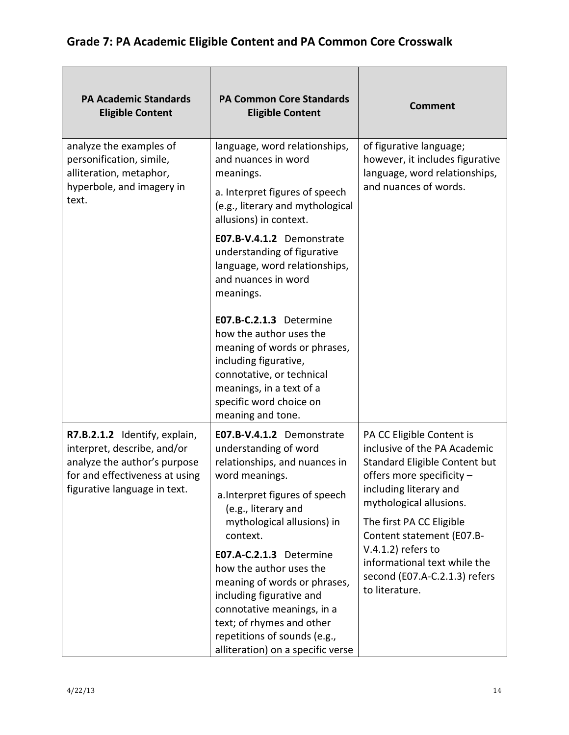## Grade 7: PA Academic Eligible Content and PA Common Core Crosswalk

| PA Academic Standards Eligible Content | PA Common Core Standards Eligible Content | Comment |
|---|---|---|
| analyze the examples of personification, simile, alliteration, metaphor, hyperbole, and imagery in text. | language, word relationships, and nuances in word meanings.<br>a. Interpret figures of speech (e.g., literary and mythological allusions) in context.<br>**E07.B-V.4.1.2** Demonstrate understanding of figurative language, word relationships, and nuances in word meanings.<br>**E07.B-C.2.1.3** Determine how the author uses the meaning of words or phrases, including figurative, connotative, or technical meanings, in a text of a specific word choice on meaning and tone. | of figurative language; however, it includes figurative language, word relationships, and nuances of words. |
| **R7.B.2.1.2** Identify, explain, interpret, describe, and/or analyze the author's purpose for and effectiveness at using figurative language in text. | **E07.B-V.4.1.2** Demonstrate understanding of word relationships, and nuances in word meanings.<br>a. Interpret figures of speech (e.g., literary and mythological allusions) in context.<br>**E07.A-C.2.1.3** Determine how the author uses the meaning of words or phrases, including figurative and connotative meanings, in a text; of rhymes and other repetitions of sounds (e.g., alliteration) on a specific verse | PA CC Eligible Content is inclusive of the PA Academic Standard Eligible Content but offers more specificity – including literary and mythological allusions.<br>The first PA CC Eligible Content statement (E07.B-V.4.1.2) refers to informational text while the second (E07.A-C.2.1.3) refers to literature. |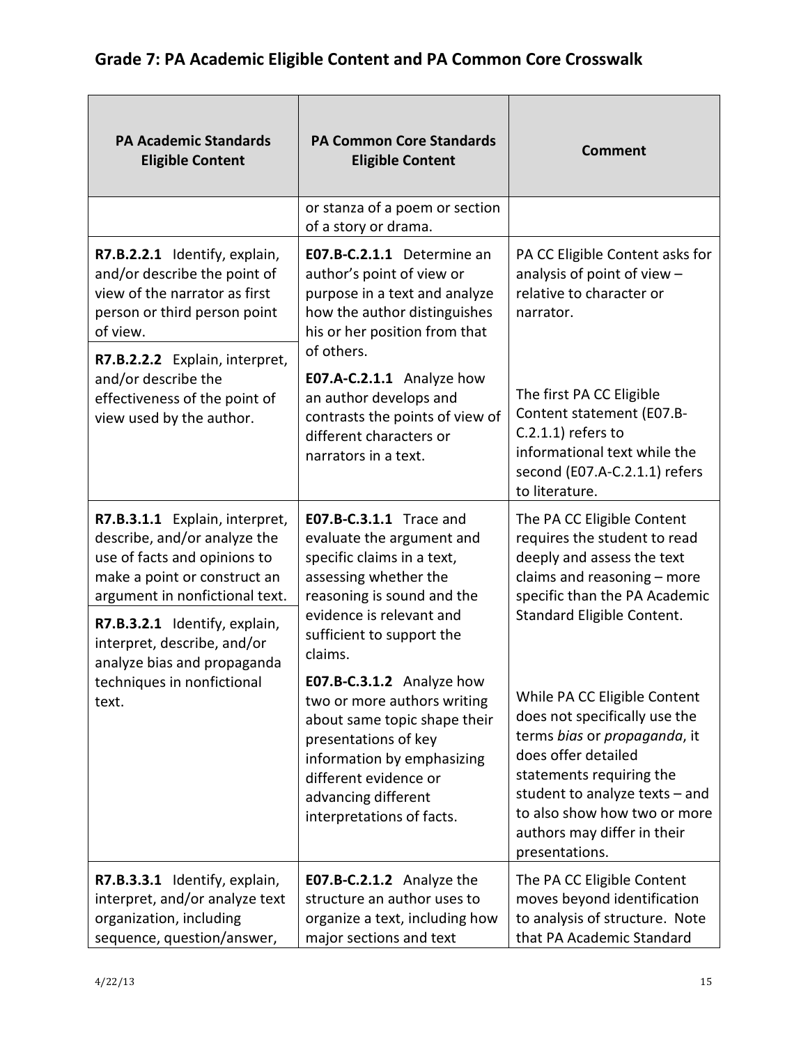## Grade 7: PA Academic Eligible Content and PA Common Core Crosswalk

| PA Academic Standards Eligible Content | PA Common Core Standards Eligible Content | Comment |
|---|---|---|
| | or stanza of a poem or section of a story or drama. | |
| **R7.B.2.2.1** Identify, explain, and/or describe the point of view of the narrator as first person or third person point of view. **R7.B.2.2.2** Explain, interpret, and/or describe the effectiveness of the point of view used by the author. | **E07.B-C.2.1.1** Determine an author's point of view or purpose in a text and analyze how the author distinguishes his or her position from that of others. **E07.A-C.2.1.1** Analyze how an author develops and contrasts the points of view of different characters or narrators in a text. | PA CC Eligible Content asks for analysis of point of view – relative to character or narrator. The first PA CC Eligible Content statement (E07.B-C.2.1.1) refers to informational text while the second (E07.A-C.2.1.1) refers to literature. |
| **R7.B.3.1.1** Explain, interpret, describe, and/or analyze the use of facts and opinions to make a point or construct an argument in nonfictional text. **R7.B.3.2.1** Identify, explain, interpret, describe, and/or analyze bias and propaganda techniques in nonfictional text. | **E07.B-C.3.1.1** Trace and evaluate the argument and specific claims in a text, assessing whether the reasoning is sound and the evidence is relevant and sufficient to support the claims. **E07.B-C.3.1.2** Analyze how two or more authors writing about same topic shape their presentations of key information by emphasizing different evidence or advancing different interpretations of facts. | The PA CC Eligible Content requires the student to read deeply and assess the text claims and reasoning – more specific than the PA Academic Standard Eligible Content. While PA CC Eligible Content does not specifically use the terms *bias* or *propaganda*, it does offer detailed statements requiring the student to analyze texts – and to also show how two or more authors may differ in their presentations. |
| **R7.B.3.3.1** Identify, explain, interpret, and/or analyze text organization, including sequence, question/answer, | **E07.B-C.2.1.2** Analyze the structure an author uses to organize a text, including how major sections and text | The PA CC Eligible Content moves beyond identification to analysis of structure. Note that PA Academic Standard |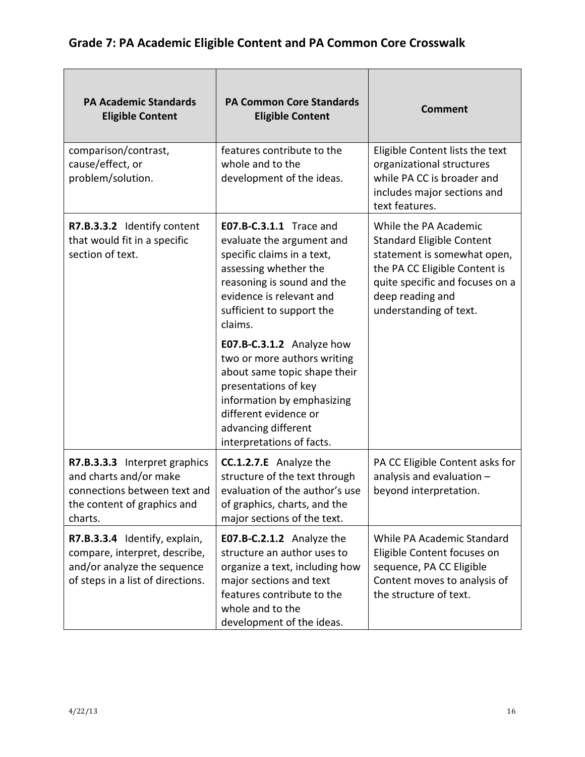## Grade 7: PA Academic Eligible Content and PA Common Core Crosswalk

| PA Academic Standards Eligible Content | PA Common Core Standards Eligible Content | Comment |
|---|---|---|
| comparison/contrast, cause/effect, or problem/solution. | features contribute to the whole and to the development of the ideas. | Eligible Content lists the text organizational structures while PA CC is broader and includes major sections and text features. |
| **R7.B.3.3.2** Identify content that would fit in a specific section of text. | **E07.B-C.3.1.1** Trace and evaluate the argument and specific claims in a text, assessing whether the reasoning is sound and the evidence is relevant and sufficient to support the claims.<br><br>**E07.B-C.3.1.2** Analyze how two or more authors writing about same topic shape their presentations of key information by emphasizing different evidence or advancing different interpretations of facts. | While the PA Academic Standard Eligible Content statement is somewhat open, the PA CC Eligible Content is quite specific and focuses on a deep reading and understanding of text. |
| **R7.B.3.3.3** Interpret graphics and charts and/or make connections between text and the content of graphics and charts. | **CC.1.2.7.E** Analyze the structure of the text through evaluation of the author's use of graphics, charts, and the major sections of the text. | PA CC Eligible Content asks for analysis and evaluation – beyond interpretation. |
| **R7.B.3.3.4** Identify, explain, compare, interpret, describe, and/or analyze the sequence of steps in a list of directions. | **E07.B-C.2.1.2** Analyze the structure an author uses to organize a text, including how major sections and text features contribute to the whole and to the development of the ideas. | While PA Academic Standard Eligible Content focuses on sequence, PA CC Eligible Content moves to analysis of the structure of text. |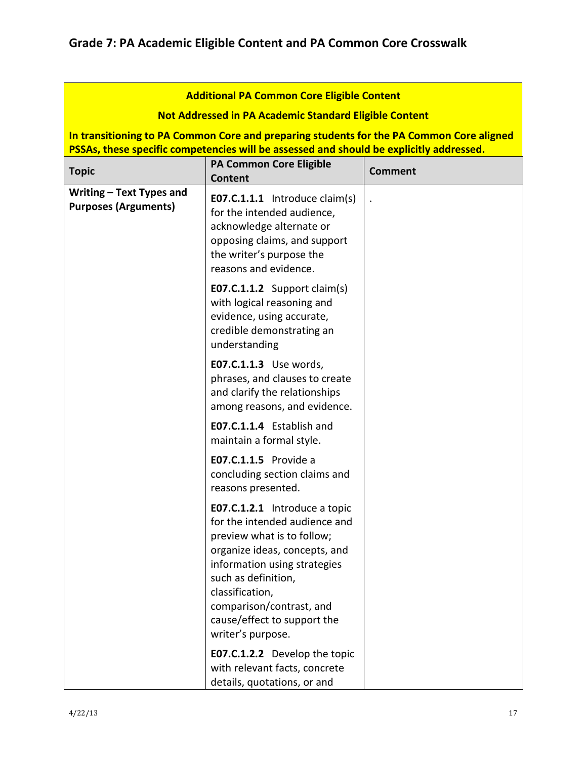## Grade 7: PA Academic Eligible Content and PA Common Core Crosswalk

| Additional PA Common Core Eligible Content<br>Not Addressed in PA Academic Standard Eligible Content<br>In transitioning to PA Common Core and preparing students for the PA Common Core aligned PSSAs, these specific competencies will be assessed and should be explicitly addressed. | | |
|---|---|---|
| **Topic** | **PA Common Core Eligible Content** | **Comment** |
| **Writing – Text Types and Purposes (Arguments)** | **E07.C.1.1.1** Introduce claim(s) for the intended audience, acknowledge alternate or opposing claims, and support the writer's purpose the reasons and evidence.<br><br>**E07.C.1.1.2** Support claim(s) with logical reasoning and evidence, using accurate, credible demonstrating an understanding<br><br>**E07.C.1.1.3** Use words, phrases, and clauses to create and clarify the relationships among reasons, and evidence.<br><br>**E07.C.1.1.4** Establish and maintain a formal style.<br><br>**E07.C.1.1.5** Provide a concluding section claims and reasons presented.<br><br>**E07.C.1.2.1** Introduce a topic for the intended audience and preview what is to follow; organize ideas, concepts, and information using strategies such as definition, classification, comparison/contrast, and cause/effect to support the writer's purpose.<br><br>**E07.C.1.2.2** Develop the topic with relevant facts, concrete details, quotations, or and | . |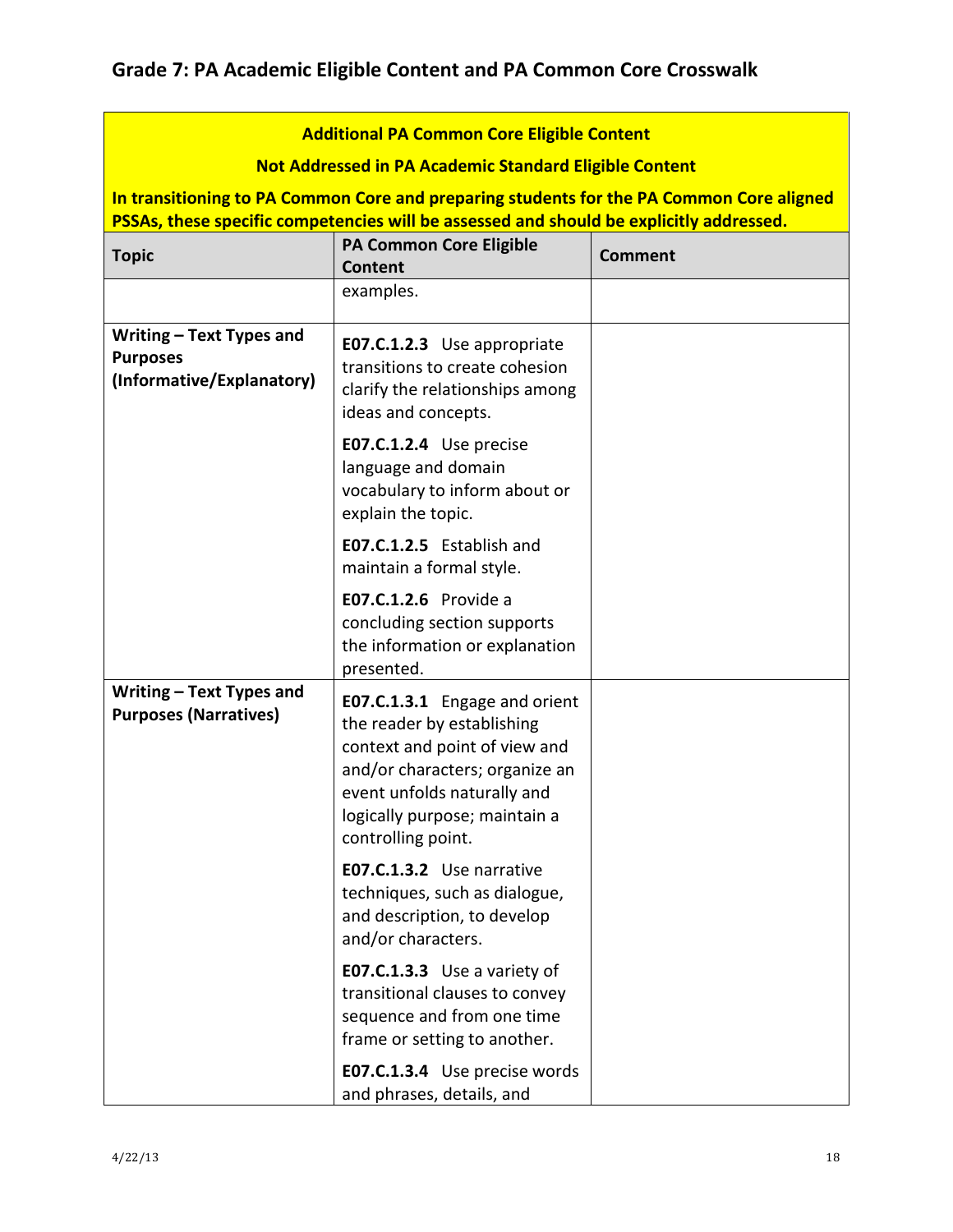## Grade 7: PA Academic Eligible Content and PA Common Core Crosswalk

| **Additional PA Common Core Eligible Content<br>Not Addressed in PA Academic Standard Eligible Content<br>In transitioning to PA Common Core and preparing students for the PA Common Core aligned PSSAs, these specific competencies will be assessed and should be explicitly addressed.** | | |
|---|---|---|
| **Topic** | **PA Common Core Eligible Content** | **Comment** |
| | examples. | |
| **Writing – Text Types and Purposes (Informative/Explanatory)** | **E07.C.1.2.3** Use appropriate transitions to create cohesion clarify the relationships among ideas and concepts.<br><br>**E07.C.1.2.4** Use precise language and domain vocabulary to inform about or explain the topic.<br><br>**E07.C.1.2.5** Establish and maintain a formal style.<br><br>**E07.C.1.2.6** Provide a concluding section supports the information or explanation presented. | |
| **Writing – Text Types and Purposes (Narratives)** | **E07.C.1.3.1** Engage and orient the reader by establishing context and point of view and and/or characters; organize an event unfolds naturally and logically purpose; maintain a controlling point.<br><br>**E07.C.1.3.2** Use narrative techniques, such as dialogue, and description, to develop and/or characters.<br><br>**E07.C.1.3.3** Use a variety of transitional clauses to convey sequence and from one time frame or setting to another.<br><br>**E07.C.1.3.4** Use precise words and phrases, details, and | |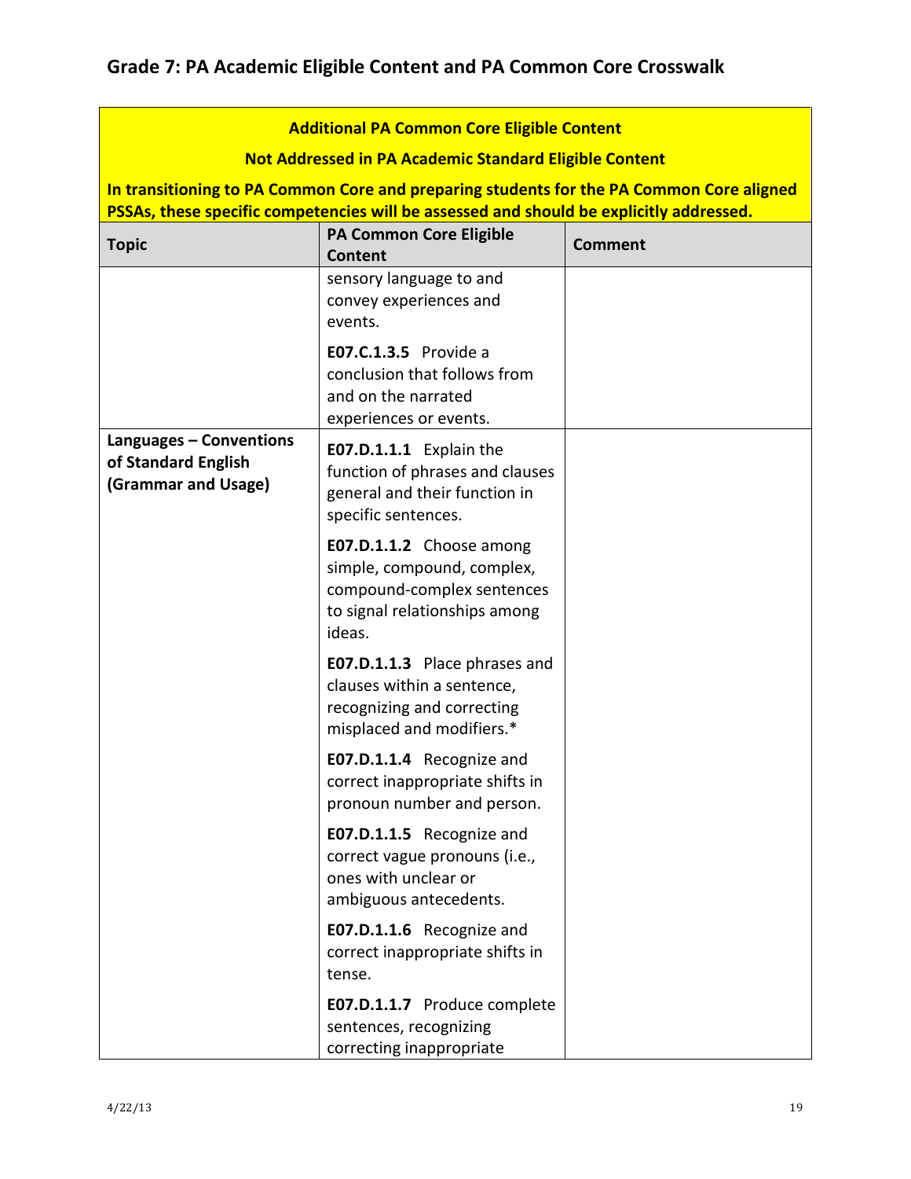## Grade 7: PA Academic Eligible Content and PA Common Core Crosswalk

| **Additional PA Common Core Eligible Content**<br>**Not Addressed in PA Academic Standard Eligible Content**<br>**In transitioning to PA Common Core and preparing students for the PA Common Core aligned PSSAs, these specific competencies will be assessed and should be explicitly addressed.** | | |
|---|---|---|
| **Topic** | **PA Common Core Eligible Content** | **Comment** |
| | sensory language to and convey experiences and events.<br><br>**E07.C.1.3.5** Provide a conclusion that follows from and on the narrated experiences or events. | |
| **Languages – Conventions of Standard English (Grammar and Usage)** | **E07.D.1.1.1** Explain the function of phrases and clauses general and their function in specific sentences.<br><br>**E07.D.1.1.2** Choose among simple, compound, complex, compound-complex sentences to signal relationships among ideas.<br><br>**E07.D.1.1.3** Place phrases and clauses within a sentence, recognizing and correcting misplaced and modifiers.*<br><br>**E07.D.1.1.4** Recognize and correct inappropriate shifts in pronoun number and person.<br><br>**E07.D.1.1.5** Recognize and correct vague pronouns (i.e., ones with unclear or ambiguous antecedents.<br><br>**E07.D.1.1.6** Recognize and correct inappropriate shifts in tense.<br><br>**E07.D.1.1.7** Produce complete sentences, recognizing correcting inappropriate | |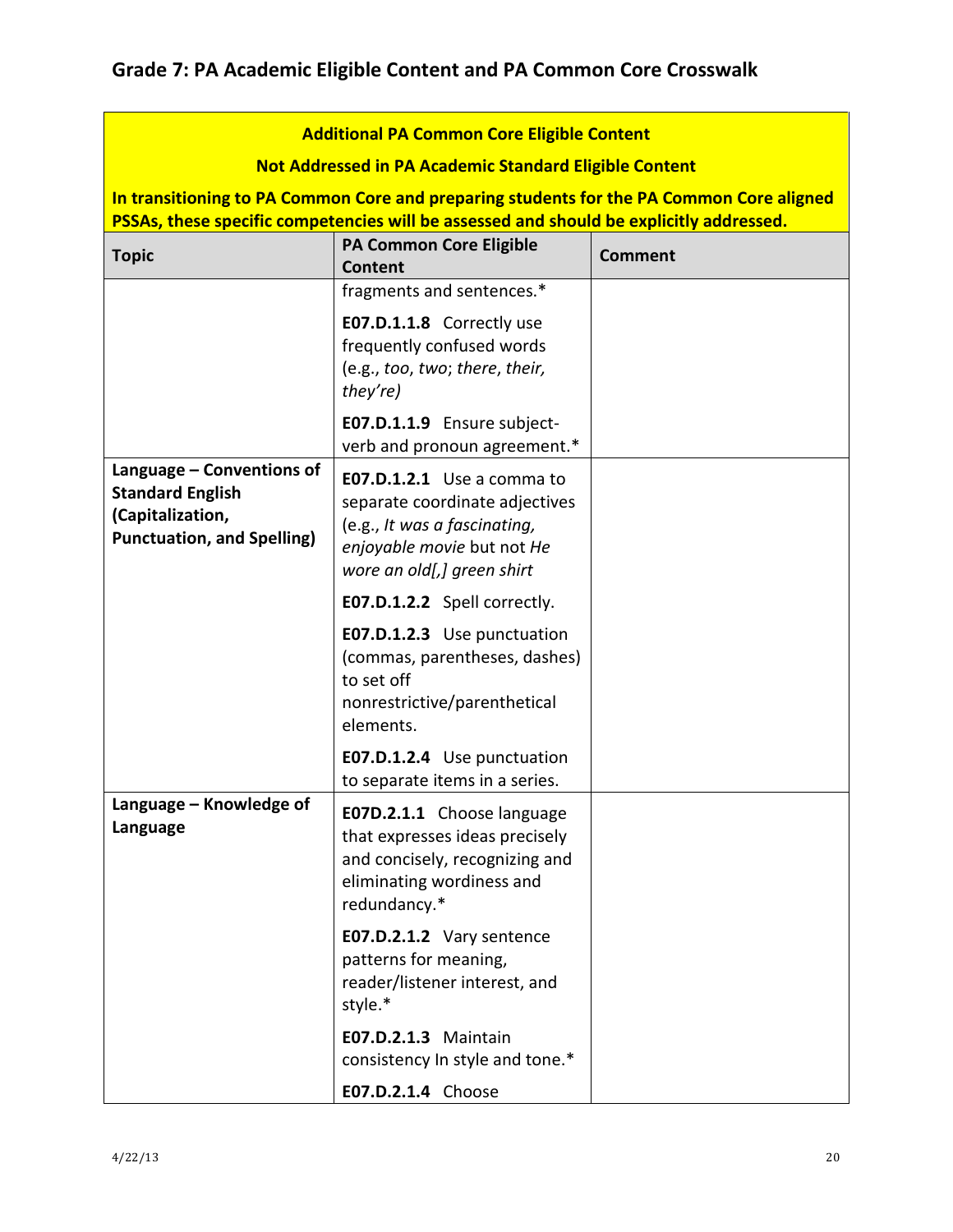## Grade 7: PA Academic Eligible Content and PA Common Core Crosswalk

**Additional PA Common Core Eligible Content**

**Not Addressed in PA Academic Standard Eligible Content**

**In transitioning to PA Common Core and preparing students for the PA Common Core aligned PSSAs, these specific competencies will be assessed and should be explicitly addressed.**

| Topic | PA Common Core Eligible Content | Comment |
|---|---|---|
| | fragments and sentences.*<br><br>**E07.D.1.1.8** Correctly use frequently confused words (e.g., *too*, *two*; *there*, *their, they're)*<br><br>**E07.D.1.1.9** Ensure subject-verb and pronoun agreement.* | |
| **Language – Conventions of Standard English (Capitalization, Punctuation, and Spelling)** | **E07.D.1.2.1** Use a comma to separate coordinate adjectives (e.g., *It was a fascinating, enjoyable movie* but not *He wore an old[,] green shirt*<br><br>**E07.D.1.2.2** Spell correctly.<br><br>**E07.D.1.2.3** Use punctuation (commas, parentheses, dashes) to set off nonrestrictive/parenthetical elements.<br><br>**E07.D.1.2.4** Use punctuation to separate items in a series. | |
| **Language – Knowledge of Language** | **E07D.2.1.1** Choose language that expresses ideas precisely and concisely, recognizing and eliminating wordiness and redundancy.*<br><br>**E07.D.2.1.2** Vary sentence patterns for meaning, reader/listener interest, and style.*<br><br>**E07.D.2.1.3** Maintain consistency In style and tone.*<br><br>**E07.D.2.1.4** Choose | |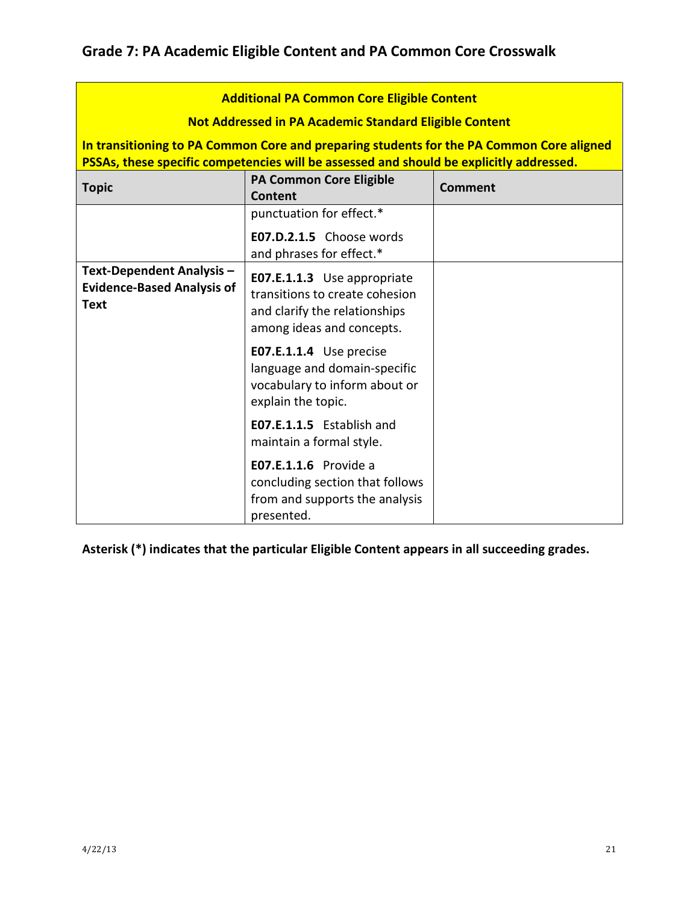## Grade 7: PA Academic Eligible Content and PA Common Core Crosswalk

| Additional PA Common Core Eligible Content<br>Not Addressed in PA Academic Standard Eligible Content<br>In transitioning to PA Common Core and preparing students for the PA Common Core aligned PSSAs, these specific competencies will be assessed and should be explicitly addressed. | | |
|---|---|---|
| **Topic** | **PA Common Core Eligible Content** | **Comment** |
| | punctuation for effect.*<br><br>**E07.D.2.1.5** Choose words and phrases for effect.* | |
| **Text-Dependent Analysis – Evidence-Based Analysis of Text** | **E07.E.1.1.3** Use appropriate transitions to create cohesion and clarify the relationships among ideas and concepts.<br><br>**E07.E.1.1.4** Use precise language and domain-specific vocabulary to inform about or explain the topic.<br><br>**E07.E.1.1.5** Establish and maintain a formal style.<br><br>**E07.E.1.1.6** Provide a concluding section that follows from and supports the analysis presented. | |

**Asterisk (*) indicates that the particular Eligible Content appears in all succeeding grades.**